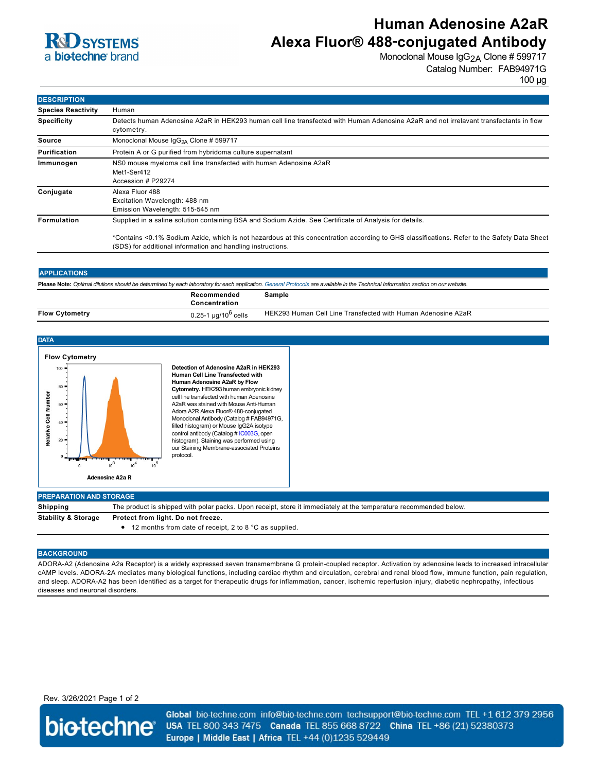# Human Adenosine A2aR Alexa Fluor® 488-conjugated Antibody

Monoclonal Mouse $IgG_{2A}$ Clone # 599717
Catalog Number: FAB94971G
100 µg

## DESCRIPTION

| | |
|---|---|
| **Species Reactivity** | Human |
| **Specificity** | Detects human Adenosine A2aR in HEK293 human cell line transfected with Human Adenosine A2aR and not irrelavant transfectants in flow cytometry. |
| **Source** | Monoclonal Mouse $IgG_{2A}$ Clone # 599717 |
| **Purification** | Protein A or G purified from hybridoma culture supernatant |
| **Immunogen** | NS0 mouse myeloma cell line transfected with human Adenosine A2aR<br>Met1-Ser412<br>Accession # P29274 |
| **Conjugate** | Alexa Fluor 488<br>Excitation Wavelength: 488 nm<br>Emission Wavelength: 515-545 nm |
| **Formulation** | Supplied in a saline solution containing BSA and Sodium Azide. See Certificate of Analysis for details.<br><br>*Contains <0.1% Sodium Azide, which is not hazardous at this concentration according to GHS classifications. Refer to the Safety Data Sheet (SDS) for additional information and handling instructions. |

## APPLICATIONS

**Please Note:** *Optimal dilutions should be determined by each laboratory for each application. General Protocols are available in the Technical Information section on our website.*

| | Recommended Concentration | Sample |
|---|---|---|
| **Flow Cytometry** | 0.25-1 µg/$10^6$ cells | HEK293 Human Cell Line Transfected with Human Adenosine A2aR |

## DATA

**Flow Cytometry**

**Detection of Adenosine A2aR in HEK293 Human Cell Line Transfected with Human Adenosine A2aR by Flow Cytometry.** HEK293 human embryonic kidney cell line transfected with human Adenosine A2aR was stained with Mouse Anti-Human Adora A2R Alexa Fluor® 488-conjugated Monoclonal Antibody (Catalog # FAB94971G, filled histogram) or Mouse IgG2A isotype control antibody (Catalog # IC003G, open histogram). Staining was performed using our Staining Membrane-associated Proteins protocol.

## PREPARATION AND STORAGE

| | |
|---|---|
| **Shipping** | The product is shipped with polar packs. Upon receipt, store it immediately at the temperature recommended below. |
| **Stability & Storage** | **Protect from light. Do not freeze.**<br>• 12 months from date of receipt, 2 to 8 °C as supplied. |

## BACKGROUND

ADORA-A2 (Adenosine A2a Receptor) is a widely expressed seven transmembrane G protein-coupled receptor. Activation by adenosine leads to increased intracellular cAMP levels. ADORA-2A mediates many biological functions, including cardiac rhythm and circulation, cerebral and renal blood flow, immune function, pain regulation, and sleep. ADORA-A2 has been identified as a target for therapeutic drugs for inflammation, cancer, ischemic reperfusion injury, diabetic nephropathy, infectious diseases and neuronal disorders.

Rev. 3/26/2021

**Global** bio-techne.com info@bio-techne.com techsupport@bio-techne.com TEL +1 612 379 2956
**USA** TEL 800 343 7475 **Canada** TEL 855 668 8722 **China** TEL +86 (21) 52380373
**Europe | Middle East | Africa** TEL +44 (0)1235 529449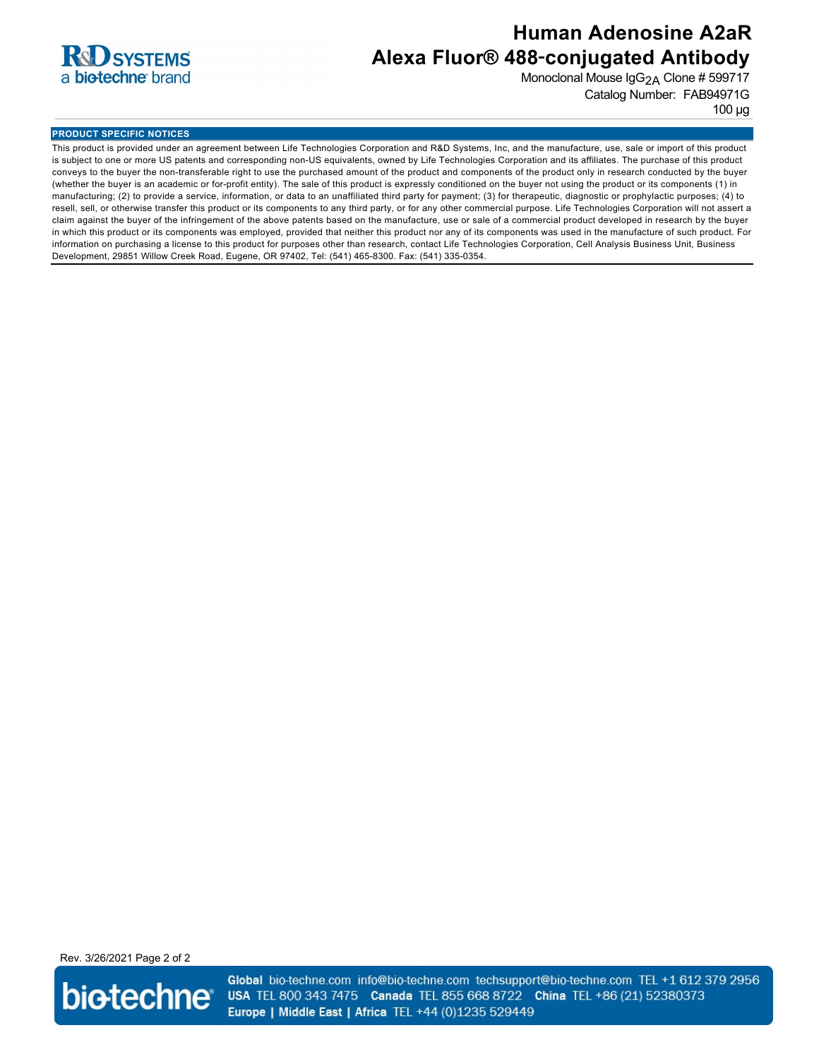# Human Adenosine A2aR Alexa Fluor® 488-conjugated Antibody

Monoclonal Mouse $IgG_{2A}$ Clone # 599717

Catalog Number: FAB94971G

100 µg

## PRODUCT SPECIFIC NOTICES

This product is provided under an agreement between Life Technologies Corporation and R&D Systems, Inc, and the manufacture, use, sale or import of this product is subject to one or more US patents and corresponding non-US equivalents, owned by Life Technologies Corporation and its affiliates. The purchase of this product conveys to the buyer the non-transferable right to use the purchased amount of the product and components of the product only in research conducted by the buyer (whether the buyer is an academic or for-profit entity). The sale of this product is expressly conditioned on the buyer not using the product or its components (1) in manufacturing; (2) to provide a service, information, or data to an unaffiliated third party for payment; (3) for therapeutic, diagnostic or prophylactic purposes; (4) to resell, sell, or otherwise transfer this product or its components to any third party, or for any other commercial purpose. Life Technologies Corporation will not assert a claim against the buyer of the infringement of the above patents based on the manufacture, use or sale of a commercial product developed in research by the buyer in which this product or its components was employed, provided that neither this product nor any of its components was used in the manufacture of such product. For information on purchasing a license to this product for purposes other than research, contact Life Technologies Corporation, Cell Analysis Business Unit, Business Development, 29851 Willow Creek Road, Eugene, OR 97402, Tel: (541) 465-8300. Fax: (541) 335-0354.

Rev. 3/26/2021

**Global** bio-techne.com info@bio-techne.com techsupport@bio-techne.com TEL +1 612 379 2956
**USA** TEL 800 343 7475 **Canada** TEL 855 668 8722 **China** TEL +86 (21) 52380373
**Europe | Middle East | Africa** TEL +44 (0)1235 529449